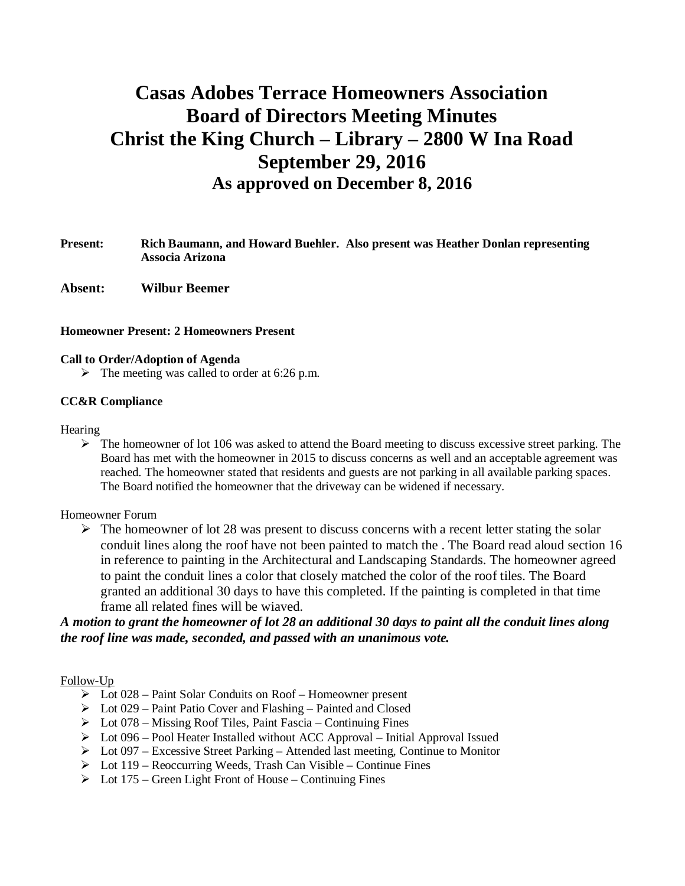# Casas Adobes Terrace Homeowners Association
# Board of Directors Meeting Minutes
# Christ the King Church – Library – 2800 W Ina Road
# September 29, 2016
## As approved on December 8, 2016

**Present:** **Rich Baumann, and Howard Buehler. Also present was Heather Donlan representing Associa Arizona**

**Absent:** **Wilbur Beemer**

**Homeowner Present: 2 Homeowners Present**

**Call to Order/Adoption of Agenda**

- The meeting was called to order at 6:26 p.m.

**CC&R Compliance**

Hearing

- The homeowner of lot 106 was asked to attend the Board meeting to discuss excessive street parking. The Board has met with the homeowner in 2015 to discuss concerns as well and an acceptable agreement was reached. The homeowner stated that residents and guests are not parking in all available parking spaces. The Board notified the homeowner that the driveway can be widened if necessary.

Homeowner Forum

- The homeowner of lot 28 was present to discuss concerns with a recent letter stating the solar conduit lines along the roof have not been painted to match the . The Board read aloud section 16 in reference to painting in the Architectural and Landscaping Standards. The homeowner agreed to paint the conduit lines a color that closely matched the color of the roof tiles. The Board granted an additional 30 days to have this completed. If the painting is completed in that time frame all related fines will be wiaved.

***A motion to grant the homeowner of lot 28 an additional 30 days to paint all the conduit lines along the roof line was made, seconded, and passed with an unanimous vote.***

Follow-Up

- Lot 028 – Paint Solar Conduits on Roof – Homeowner present
- Lot 029 – Paint Patio Cover and Flashing – Painted and Closed
- Lot 078 – Missing Roof Tiles, Paint Fascia – Continuing Fines
- Lot 096 – Pool Heater Installed without ACC Approval – Initial Approval Issued
- Lot 097 – Excessive Street Parking – Attended last meeting, Continue to Monitor
- Lot 119 – Reoccurring Weeds, Trash Can Visible – Continue Fines
- Lot 175 – Green Light Front of House – Continuing Fines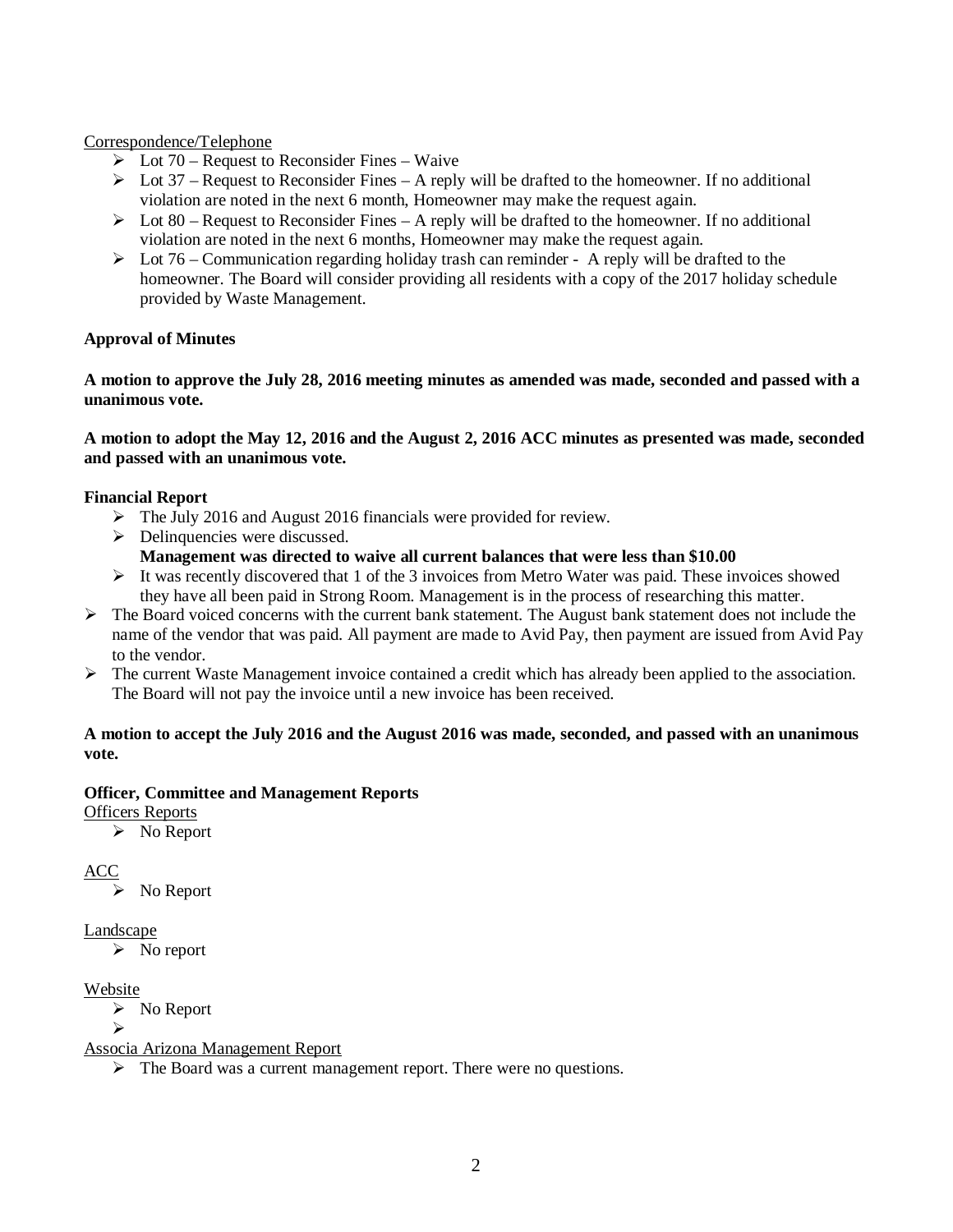Correspondence/Telephone

- Lot 70 – Request to Reconsider Fines – Waive
- Lot 37 – Request to Reconsider Fines – A reply will be drafted to the homeowner. If no additional violation are noted in the next 6 month, Homeowner may make the request again.
- Lot 80 – Request to Reconsider Fines – A reply will be drafted to the homeowner. If no additional violation are noted in the next 6 months, Homeowner may make the request again.
- Lot 76 – Communication regarding holiday trash can reminder - A reply will be drafted to the homeowner. The Board will consider providing all residents with a copy of the 2017 holiday schedule provided by Waste Management.

**Approval of Minutes**

**A motion to approve the July 28, 2016 meeting minutes as amended was made, seconded and passed with a unanimous vote.**

**A motion to adopt the May 12, 2016 and the August 2, 2016 ACC minutes as presented was made, seconded and passed with an unanimous vote.**

**Financial Report**

- The July 2016 and August 2016 financials were provided for review.
- Delinquencies were discussed.
  **Management was directed to waive all current balances that were less than $10.00**
- It was recently discovered that 1 of the 3 invoices from Metro Water was paid. These invoices showed they have all been paid in Strong Room. Management is in the process of researching this matter.

- The Board voiced concerns with the current bank statement. The August bank statement does not include the name of the vendor that was paid. All payment are made to Avid Pay, then payment are issued from Avid Pay to the vendor.
- The current Waste Management invoice contained a credit which has already been applied to the association. The Board will not pay the invoice until a new invoice has been received.

**A motion to accept the July 2016 and the August 2016 was made, seconded, and passed with an unanimous vote.**

**Officer, Committee and Management Reports**

Officers Reports

- No Report

ACC

- No Report

Landscape

- No report

Website

- No Report
-

Associa Arizona Management Report

- The Board was a current management report. There were no questions.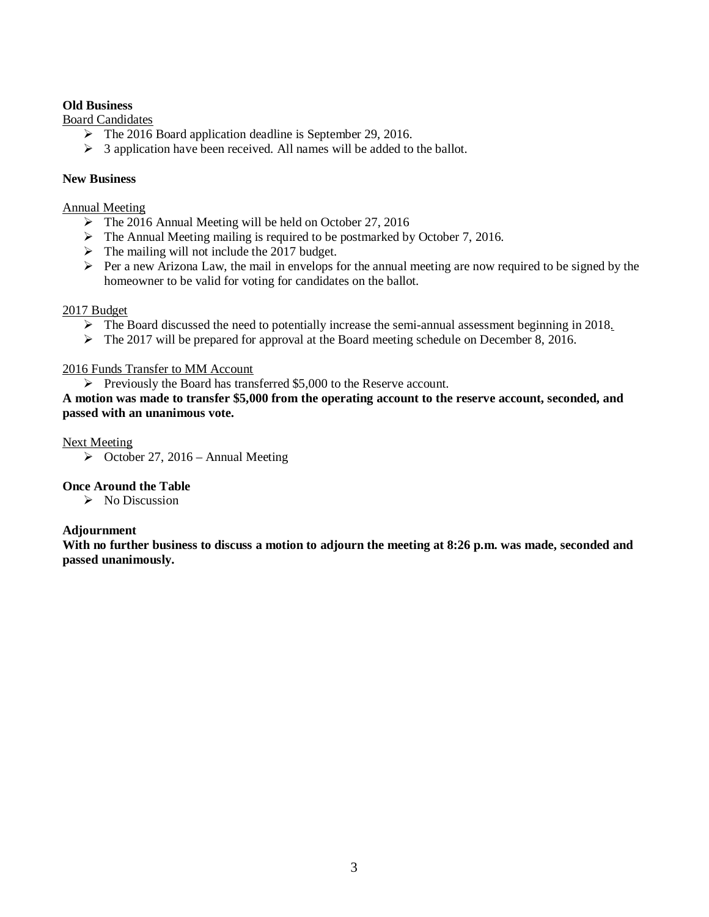**Old Business**

Board Candidates

- The 2016 Board application deadline is September 29, 2016.
- 3 application have been received. All names will be added to the ballot.

**New Business**

Annual Meeting

- The 2016 Annual Meeting will be held on October 27, 2016
- The Annual Meeting mailing is required to be postmarked by October 7, 2016.
- The mailing will not include the 2017 budget.
- Per a new Arizona Law, the mail in envelops for the annual meeting are now required to be signed by the homeowner to be valid for voting for candidates on the ballot.

2017 Budget

- The Board discussed the need to potentially increase the semi-annual assessment beginning in 2018.
- The 2017 will be prepared for approval at the Board meeting schedule on December 8, 2016.

2016 Funds Transfer to MM Account

- Previously the Board has transferred $5,000 to the Reserve account.

**A motion was made to transfer $5,000 from the operating account to the reserve account, seconded, and passed with an unanimous vote.**

Next Meeting

- October 27, 2016 – Annual Meeting

**Once Around the Table**

- No Discussion

**Adjournment**

**With no further business to discuss a motion to adjourn the meeting at 8:26 p.m. was made, seconded and passed unanimously.**